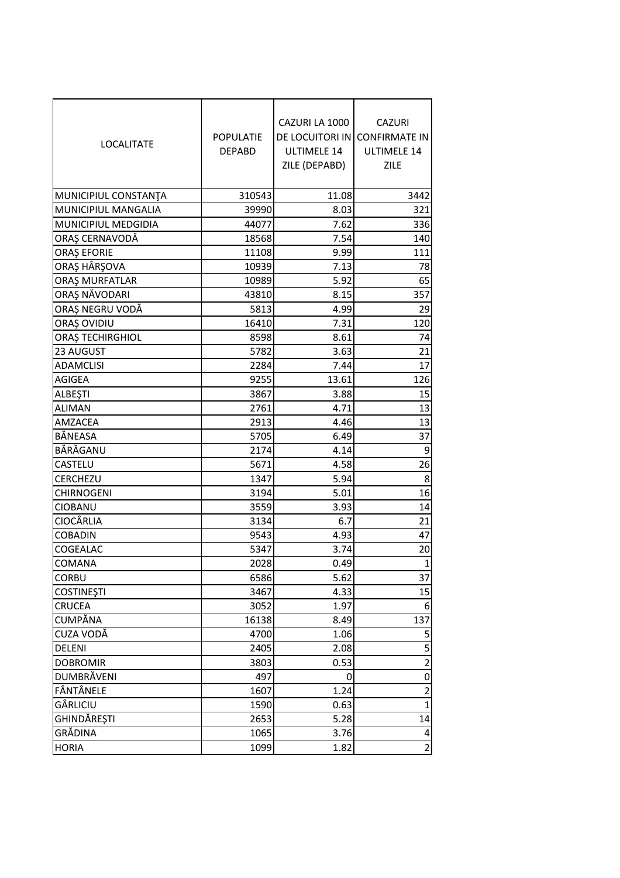| LOCALITATE | POPULATIE DEPABD | CAZURI LA 1000 DE LOCUITORI IN ULTIMELE 14 ZILE (DEPABD) | CAZURI CONFIRMATE IN ULTIMELE 14 ZILE |
|---|---|---|---|
| MUNICIPIUL CONSTANŢA | 310543 | 11.08 | 3442 |
| MUNICIPIUL MANGALIA | 39990 | 8.03 | 321 |
| MUNICIPIUL MEDGIDIA | 44077 | 7.62 | 336 |
| ORAŞ CERNAVODĂ | 18568 | 7.54 | 140 |
| ORAŞ EFORIE | 11108 | 9.99 | 111 |
| ORAŞ HÂRŞOVA | 10939 | 7.13 | 78 |
| ORAŞ MURFATLAR | 10989 | 5.92 | 65 |
| ORAŞ NĂVODARI | 43810 | 8.15 | 357 |
| ORAŞ NEGRU VODĂ | 5813 | 4.99 | 29 |
| ORAŞ OVIDIU | 16410 | 7.31 | 120 |
| ORAŞ TECHIRGHIOL | 8598 | 8.61 | 74 |
| 23 AUGUST | 5782 | 3.63 | 21 |
| ADAMCLISI | 2284 | 7.44 | 17 |
| AGIGEA | 9255 | 13.61 | 126 |
| ALBEŞTI | 3867 | 3.88 | 15 |
| ALIMAN | 2761 | 4.71 | 13 |
| AMZACEA | 2913 | 4.46 | 13 |
| BĂNEASA | 5705 | 6.49 | 37 |
| BĂRĂGANU | 2174 | 4.14 | 9 |
| CASTELU | 5671 | 4.58 | 26 |
| CERCHEZU | 1347 | 5.94 | 8 |
| CHIRNOGENI | 3194 | 5.01 | 16 |
| CIOBANU | 3559 | 3.93 | 14 |
| CIOCÂRLIA | 3134 | 6.7 | 21 |
| COBADIN | 9543 | 4.93 | 47 |
| COGEALAC | 5347 | 3.74 | 20 |
| COMANA | 2028 | 0.49 | 1 |
| CORBU | 6586 | 5.62 | 37 |
| COSTINEŞTI | 3467 | 4.33 | 15 |
| CRUCEA | 3052 | 1.97 | 6 |
| CUMPĂNA | 16138 | 8.49 | 137 |
| CUZA VODĂ | 4700 | 1.06 | 5 |
| DELENI | 2405 | 2.08 | 5 |
| DOBROMIR | 3803 | 0.53 | 2 |
| DUMBRĂVENI | 497 | 0 | 0 |
| FÂNTÂNELE | 1607 | 1.24 | 2 |
| GÂRLICIU | 1590 | 0.63 | 1 |
| GHINDĂREŞTI | 2653 | 5.28 | 14 |
| GRĂDINA | 1065 | 3.76 | 4 |
| HORIA | 1099 | 1.82 | 2 |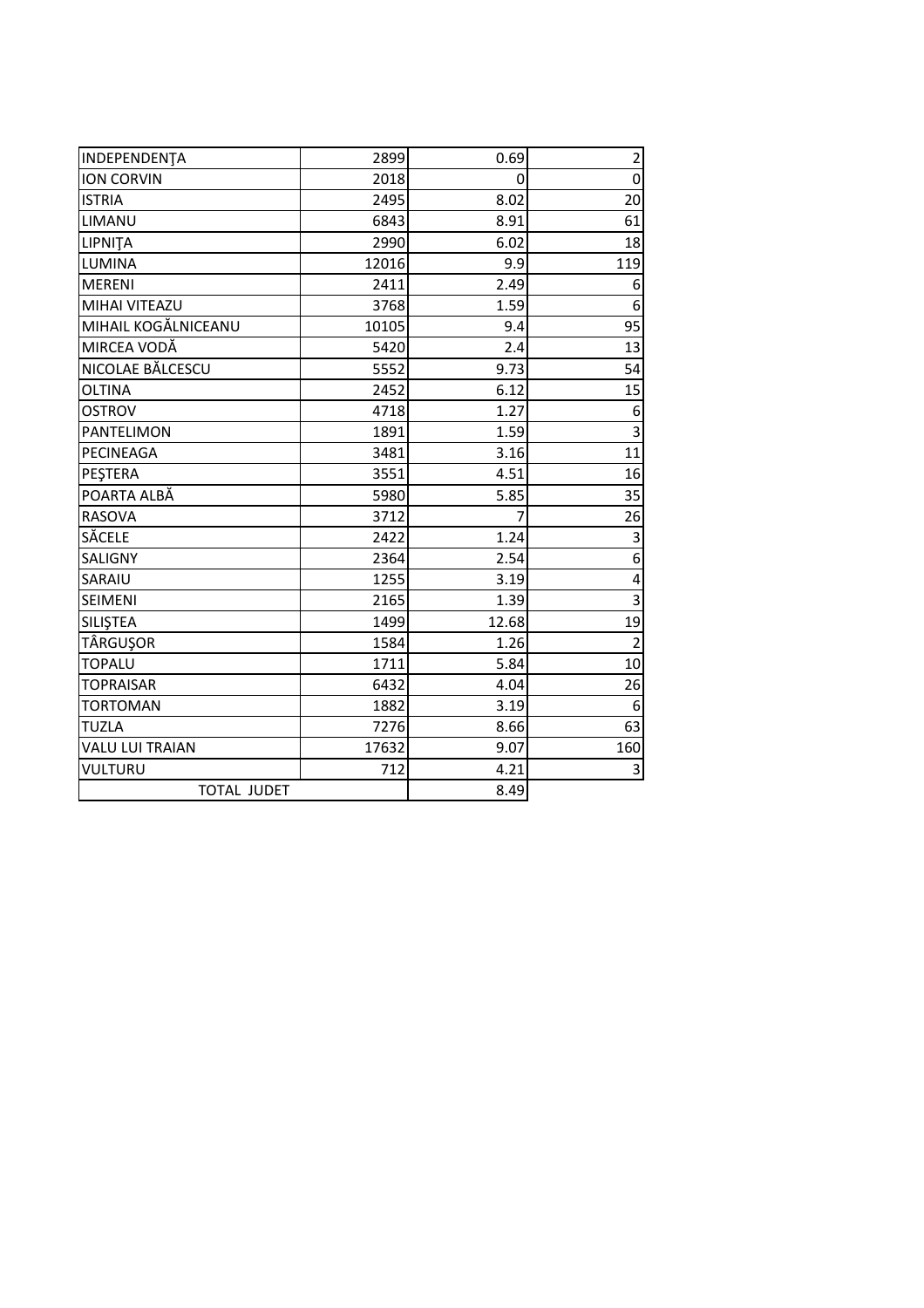| | | | |
|---|---|---|---|
| INDEPENDENŢA | 2899 | 0.69 | 2 |
| ION CORVIN | 2018 | 0 | 0 |
| ISTRIA | 2495 | 8.02 | 20 |
| LIMANU | 6843 | 8.91 | 61 |
| LIPNIŢA | 2990 | 6.02 | 18 |
| LUMINA | 12016 | 9.9 | 119 |
| MERENI | 2411 | 2.49 | 6 |
| MIHAI VITEAZU | 3768 | 1.59 | 6 |
| MIHAIL KOGĂLNICEANU | 10105 | 9.4 | 95 |
| MIRCEA VODĂ | 5420 | 2.4 | 13 |
| NICOLAE BĂLCESCU | 5552 | 9.73 | 54 |
| OLTINA | 2452 | 6.12 | 15 |
| OSTROV | 4718 | 1.27 | 6 |
| PANTELIMON | 1891 | 1.59 | 3 |
| PECINEAGA | 3481 | 3.16 | 11 |
| PEŞTERA | 3551 | 4.51 | 16 |
| POARTA ALBĂ | 5980 | 5.85 | 35 |
| RASOVA | 3712 | 7 | 26 |
| SĂCELE | 2422 | 1.24 | 3 |
| SALIGNY | 2364 | 2.54 | 6 |
| SARAIU | 1255 | 3.19 | 4 |
| SEIMENI | 2165 | 1.39 | 3 |
| SILIŞTEA | 1499 | 12.68 | 19 |
| TÂRGUŞOR | 1584 | 1.26 | 2 |
| TOPALU | 1711 | 5.84 | 10 |
| TOPRAISAR | 6432 | 4.04 | 26 |
| TORTOMAN | 1882 | 3.19 | 6 |
| TUZLA | 7276 | 8.66 | 63 |
| VALU LUI TRAIAN | 17632 | 9.07 | 160 |
| VULTURU | 712 | 4.21 | 3 |
| TOTAL JUDET | | 8.49 | |